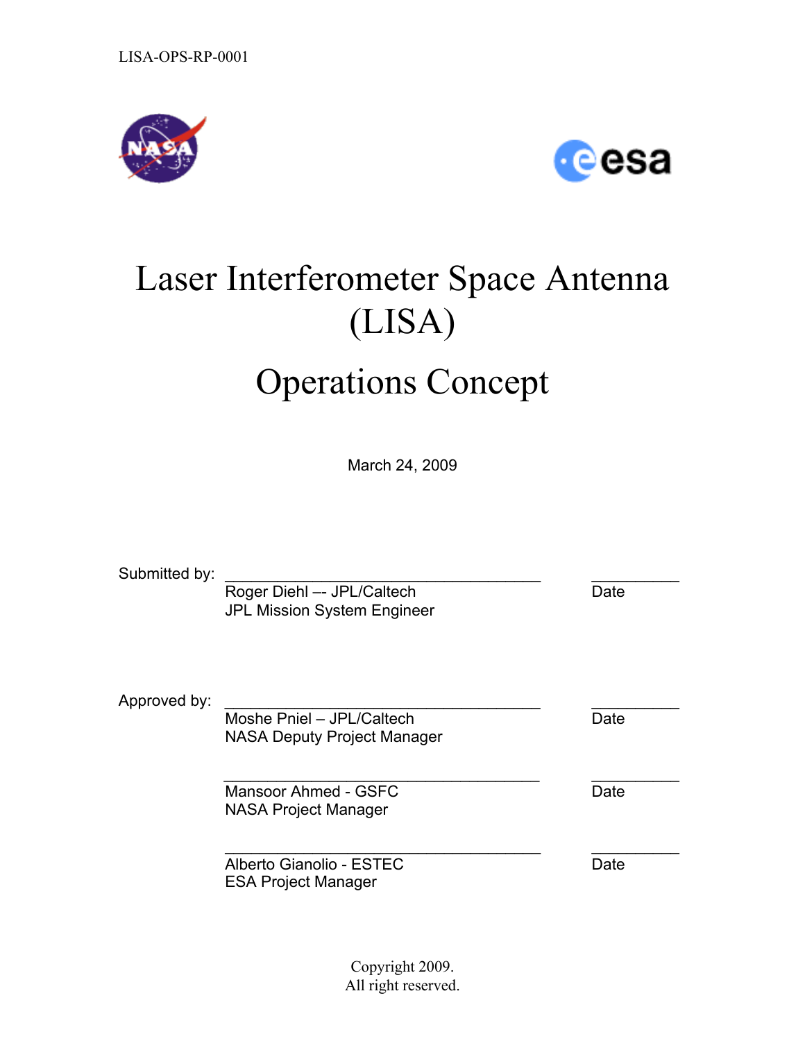LISA-OPS-RP-0001

# Laser Interferometer Space Antenna (LISA)

# Operations Concept

March 24, 2009

Submitted by: ______________________________ __________
Roger Diehl –- JPL/Caltech — Date
JPL Mission System Engineer

Approved by: ______________________________ __________
Moshe Pniel – JPL/Caltech — Date
NASA Deputy Project Manager

______________________________ __________
Mansoor Ahmed - GSFC — Date
NASA Project Manager

______________________________ __________
Alberto Gianolio - ESTEC — Date
ESA Project Manager

Copyright 2009.
All right reserved.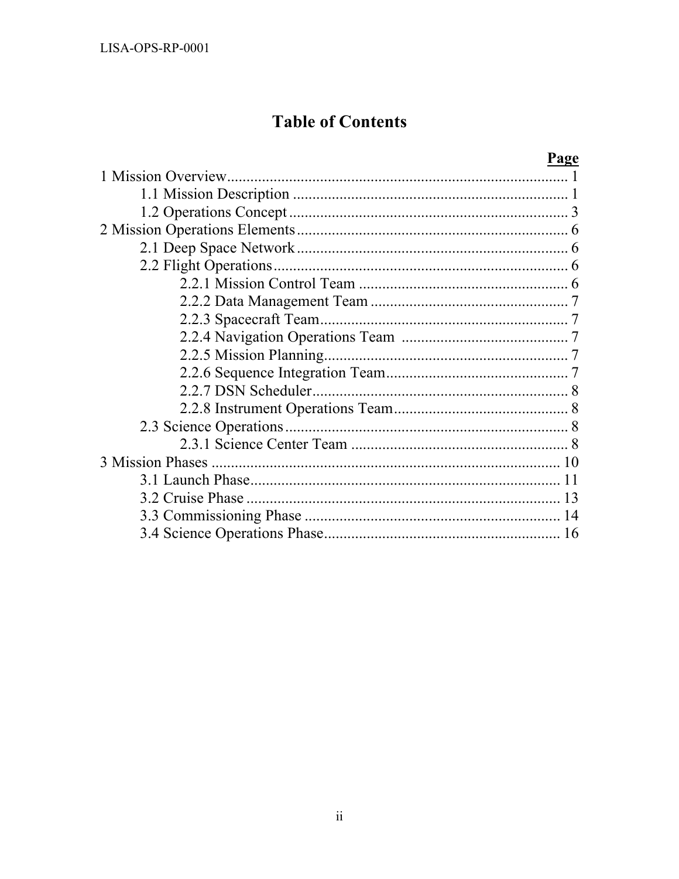# Table of Contents

**Page**

1 Mission Overview........................................................................................ 1
- 1.1 Mission Description ....................................................................... 1
- 1.2 Operations Concept ........................................................................ 3

2 Mission Operations Elements ...................................................................... 6
- 2.1 Deep Space Network ....................................................................... 6
- 2.2 Flight Operations ............................................................................ 6
  - 2.2.1 Mission Control Team ....................................................... 6
  - 2.2.2 Data Management Team .................................................... 7
  - 2.2.3 Spacecraft Team ................................................................ 7
  - 2.2.4 Navigation Operations Team ............................................ 7
  - 2.2.5 Mission Planning ............................................................... 7
  - 2.2.6 Sequence Integration Team ............................................... 7
  - 2.2.7 DSN Scheduler .................................................................. 8
  - 2.2.8 Instrument Operations Team ............................................. 8
- 2.3 Science Operations ......................................................................... 8
  - 2.3.1 Science Center Team ......................................................... 8

3 Mission Phases .......................................................................................... 10
- 3.1 Launch Phase ................................................................................ 11
- 3.2 Cruise Phase ................................................................................. 13
- 3.3 Commissioning Phase ................................................................... 14
- 3.4 Science Operations Phase ............................................................. 16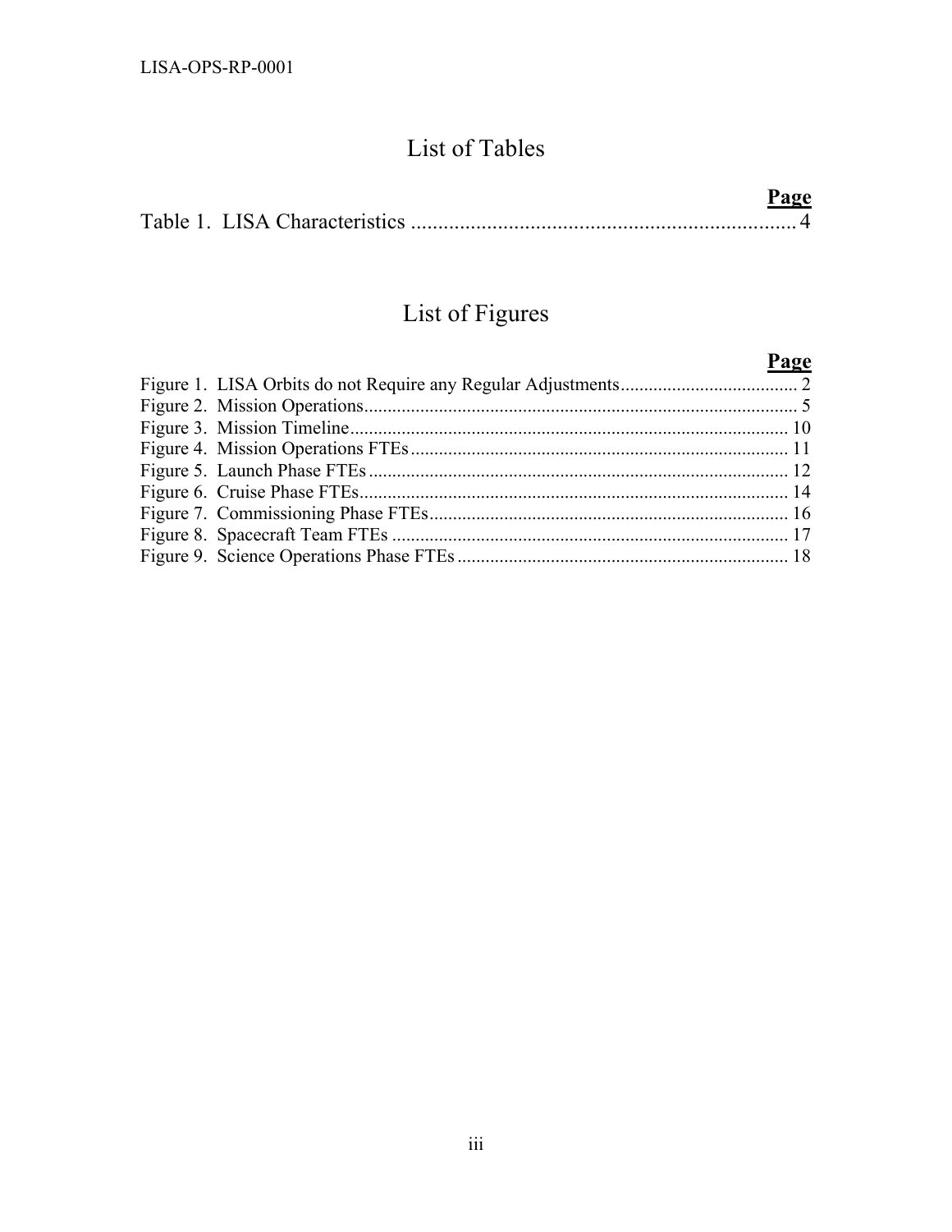# List of Tables

| | Page |
|---|---|
| Table 1. LISA Characteristics | 4 |

# List of Figures

| | Page |
|---|---|
| Figure 1. LISA Orbits do not Require any Regular Adjustments | 2 |
| Figure 2. Mission Operations | 5 |
| Figure 3. Mission Timeline | 10 |
| Figure 4. Mission Operations FTEs | 11 |
| Figure 5. Launch Phase FTEs | 12 |
| Figure 6. Cruise Phase FTEs | 14 |
| Figure 7. Commissioning Phase FTEs | 16 |
| Figure 8. Spacecraft Team FTEs | 17 |
| Figure 9. Science Operations Phase FTEs | 18 |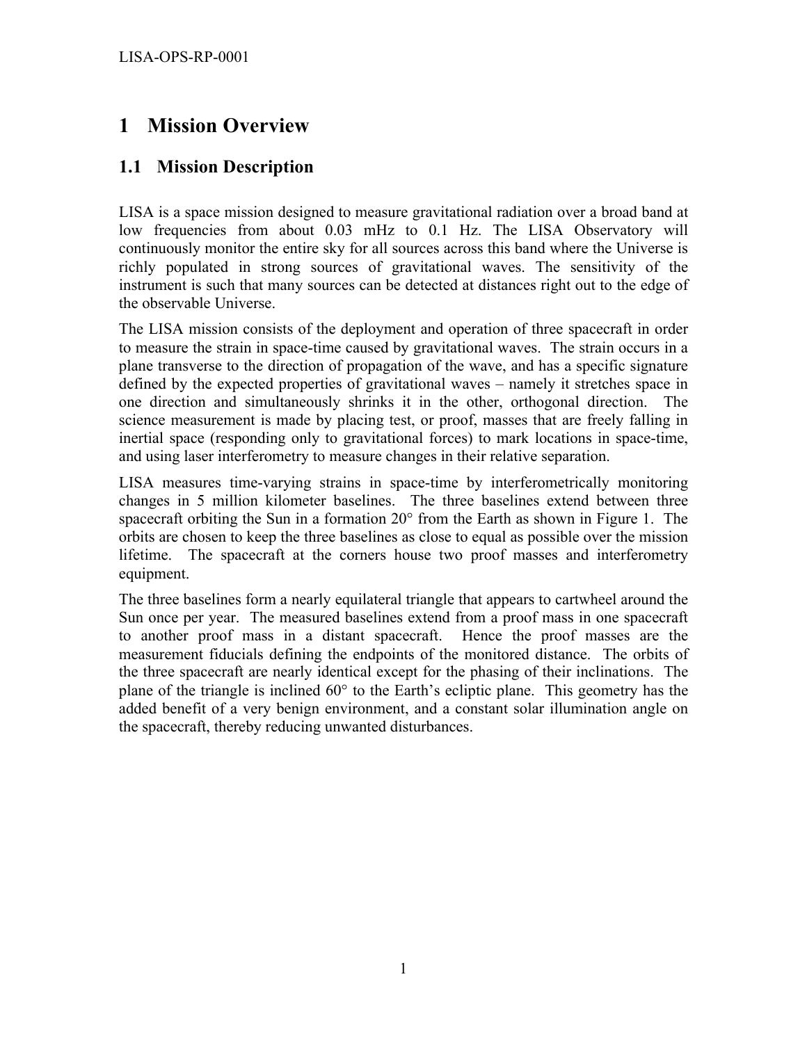# 1 Mission Overview

## 1.1 Mission Description

LISA is a space mission designed to measure gravitational radiation over a broad band at low frequencies from about 0.03 mHz to 0.1 Hz. The LISA Observatory will continuously monitor the entire sky for all sources across this band where the Universe is richly populated in strong sources of gravitational waves. The sensitivity of the instrument is such that many sources can be detected at distances right out to the edge of the observable Universe.

The LISA mission consists of the deployment and operation of three spacecraft in order to measure the strain in space-time caused by gravitational waves. The strain occurs in a plane transverse to the direction of propagation of the wave, and has a specific signature defined by the expected properties of gravitational waves – namely it stretches space in one direction and simultaneously shrinks it in the other, orthogonal direction. The science measurement is made by placing test, or proof, masses that are freely falling in inertial space (responding only to gravitational forces) to mark locations in space-time, and using laser interferometry to measure changes in their relative separation.

LISA measures time-varying strains in space-time by interferometrically monitoring changes in 5 million kilometer baselines. The three baselines extend between three spacecraft orbiting the Sun in a formation 20° from the Earth as shown in Figure 1. The orbits are chosen to keep the three baselines as close to equal as possible over the mission lifetime. The spacecraft at the corners house two proof masses and interferometry equipment.

The three baselines form a nearly equilateral triangle that appears to cartwheel around the Sun once per year. The measured baselines extend from a proof mass in one spacecraft to another proof mass in a distant spacecraft. Hence the proof masses are the measurement fiducials defining the endpoints of the monitored distance. The orbits of the three spacecraft are nearly identical except for the phasing of their inclinations. The plane of the triangle is inclined 60° to the Earth's ecliptic plane. This geometry has the added benefit of a very benign environment, and a constant solar illumination angle on the spacecraft, thereby reducing unwanted disturbances.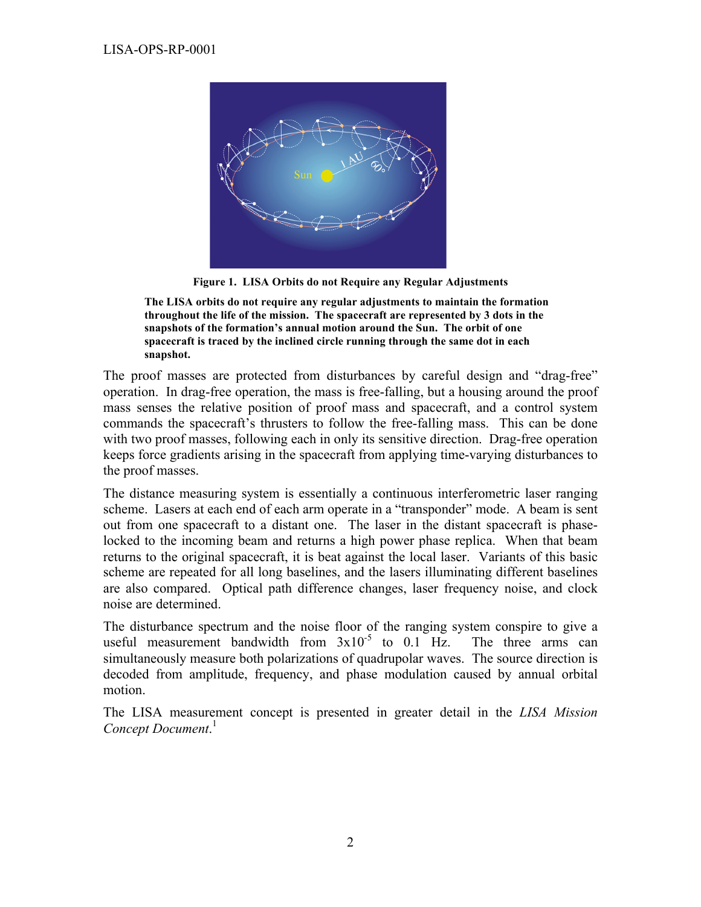**Figure 1. LISA Orbits do not Require any Regular Adjustments**

**The LISA orbits do not require any regular adjustments to maintain the formation throughout the life of the mission. The spacecraft are represented by 3 dots in the snapshots of the formation's annual motion around the Sun. The orbit of one spacecraft is traced by the inclined circle running through the same dot in each snapshot.**

The proof masses are protected from disturbances by careful design and "drag-free" operation. In drag-free operation, the mass is free-falling, but a housing around the proof mass senses the relative position of proof mass and spacecraft, and a control system commands the spacecraft's thrusters to follow the free-falling mass. This can be done with two proof masses, following each in only its sensitive direction. Drag-free operation keeps force gradients arising in the spacecraft from applying time-varying disturbances to the proof masses.

The distance measuring system is essentially a continuous interferometric laser ranging scheme. Lasers at each end of each arm operate in a "transponder" mode. A beam is sent out from one spacecraft to a distant one. The laser in the distant spacecraft is phase-locked to the incoming beam and returns a high power phase replica. When that beam returns to the original spacecraft, it is beat against the local laser. Variants of this basic scheme are repeated for all long baselines, and the lasers illuminating different baselines are also compared. Optical path difference changes, laser frequency noise, and clock noise are determined.

The disturbance spectrum and the noise floor of the ranging system conspire to give a useful measurement bandwidth from $3 \times 10^{-5}$ to 0.1 Hz. The three arms can simultaneously measure both polarizations of quadrupolar waves. The source direction is decoded from amplitude, frequency, and phase modulation caused by annual orbital motion.

The LISA measurement concept is presented in greater detail in the *LISA Mission Concept Document*.[1]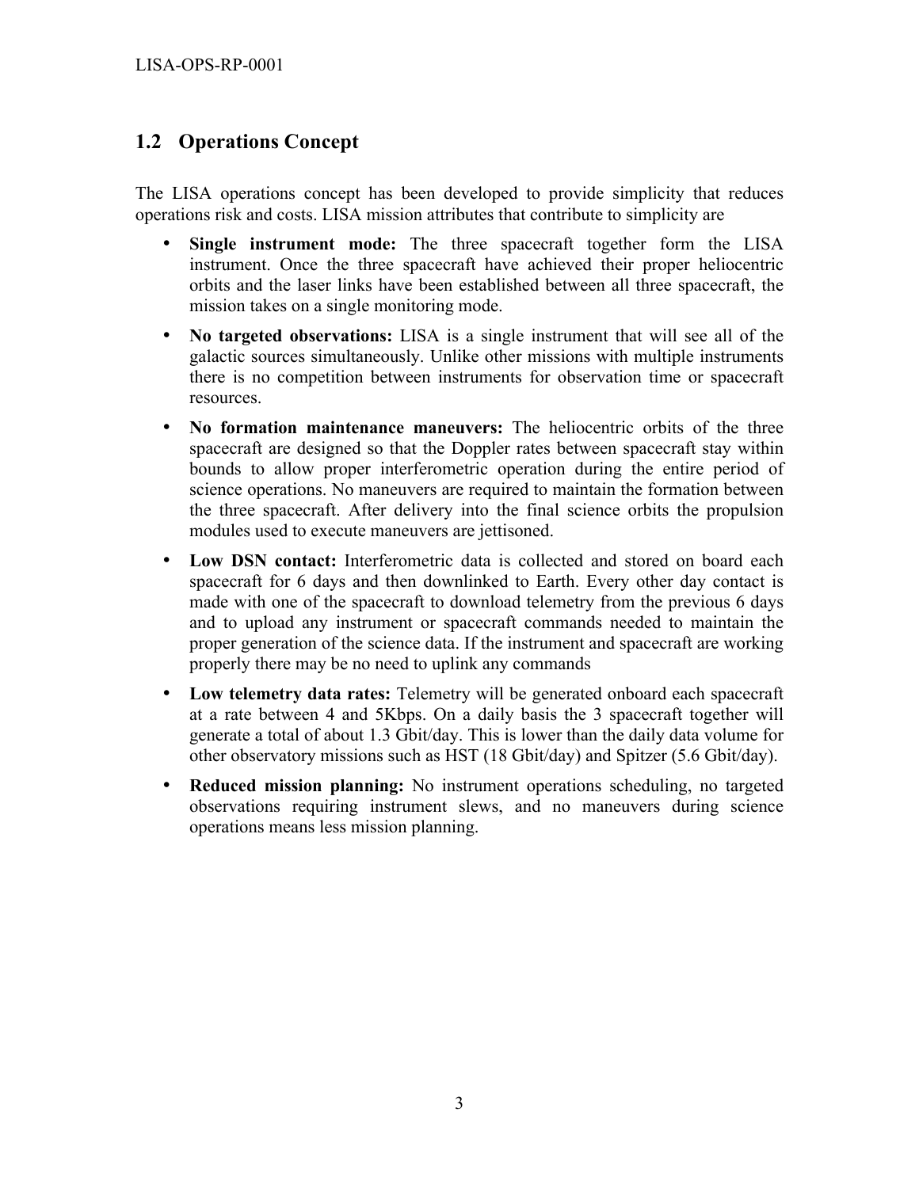## 1.2 Operations Concept

The LISA operations concept has been developed to provide simplicity that reduces operations risk and costs. LISA mission attributes that contribute to simplicity are

- **Single instrument mode:** The three spacecraft together form the LISA instrument. Once the three spacecraft have achieved their proper heliocentric orbits and the laser links have been established between all three spacecraft, the mission takes on a single monitoring mode.
- **No targeted observations:** LISA is a single instrument that will see all of the galactic sources simultaneously. Unlike other missions with multiple instruments there is no competition between instruments for observation time or spacecraft resources.
- **No formation maintenance maneuvers:** The heliocentric orbits of the three spacecraft are designed so that the Doppler rates between spacecraft stay within bounds to allow proper interferometric operation during the entire period of science operations. No maneuvers are required to maintain the formation between the three spacecraft. After delivery into the final science orbits the propulsion modules used to execute maneuvers are jettisoned.
- **Low DSN contact:** Interferometric data is collected and stored on board each spacecraft for 6 days and then downlinked to Earth. Every other day contact is made with one of the spacecraft to download telemetry from the previous 6 days and to upload any instrument or spacecraft commands needed to maintain the proper generation of the science data. If the instrument and spacecraft are working properly there may be no need to uplink any commands
- **Low telemetry data rates:** Telemetry will be generated onboard each spacecraft at a rate between 4 and 5Kbps. On a daily basis the 3 spacecraft together will generate a total of about 1.3 Gbit/day. This is lower than the daily data volume for other observatory missions such as HST (18 Gbit/day) and Spitzer (5.6 Gbit/day).
- **Reduced mission planning:** No instrument operations scheduling, no targeted observations requiring instrument slews, and no maneuvers during science operations means less mission planning.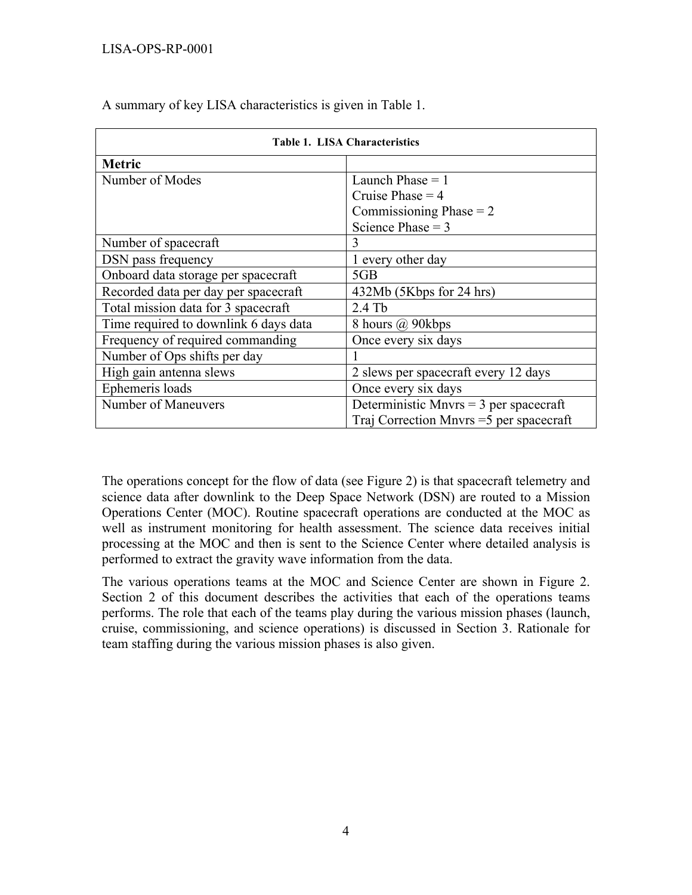A summary of key LISA characteristics is given in Table 1.

**Table 1. LISA Characteristics**

| **Metric** | |
|---|---|
| Number of Modes | Launch Phase = 1<br>Cruise Phase = 4<br>Commissioning Phase = 2<br>Science Phase = 3 |
| Number of spacecraft | 3 |
| DSN pass frequency | 1 every other day |
| Onboard data storage per spacecraft | 5GB |
| Recorded data per day per spacecraft | 432Mb (5Kbps for 24 hrs) |
| Total mission data for 3 spacecraft | 2.4 Tb |
| Time required to downlink 6 days data | 8 hours @ 90kbps |
| Frequency of required commanding | Once every six days |
| Number of Ops shifts per day | 1 |
| High gain antenna slews | 2 slews per spacecraft every 12 days |
| Ephemeris loads | Once every six days |
| Number of Maneuvers | Deterministic Mnvrs = 3 per spacecraft<br>Traj Correction Mnvrs =5 per spacecraft |

The operations concept for the flow of data (see Figure 2) is that spacecraft telemetry and science data after downlink to the Deep Space Network (DSN) are routed to a Mission Operations Center (MOC). Routine spacecraft operations are conducted at the MOC as well as instrument monitoring for health assessment. The science data receives initial processing at the MOC and then is sent to the Science Center where detailed analysis is performed to extract the gravity wave information from the data.

The various operations teams at the MOC and Science Center are shown in Figure 2. Section 2 of this document describes the activities that each of the operations teams performs. The role that each of the teams play during the various mission phases (launch, cruise, commissioning, and science operations) is discussed in Section 3. Rationale for team staffing during the various mission phases is also given.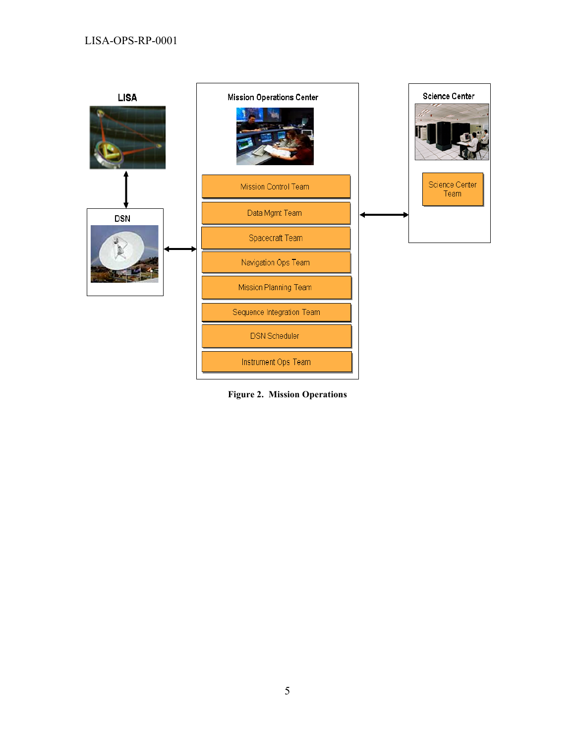LISA

DSN

Mission Operations Center

- Mission Control Team
- Data Mgmt Team
- Spacecraft Team
- Navigation Ops Team
- Mission Planning Team
- Sequence Integration Team
- DSN Scheduler
- Instrument Ops Team

Science Center

- Science Center Team

**Figure 2. Mission Operations**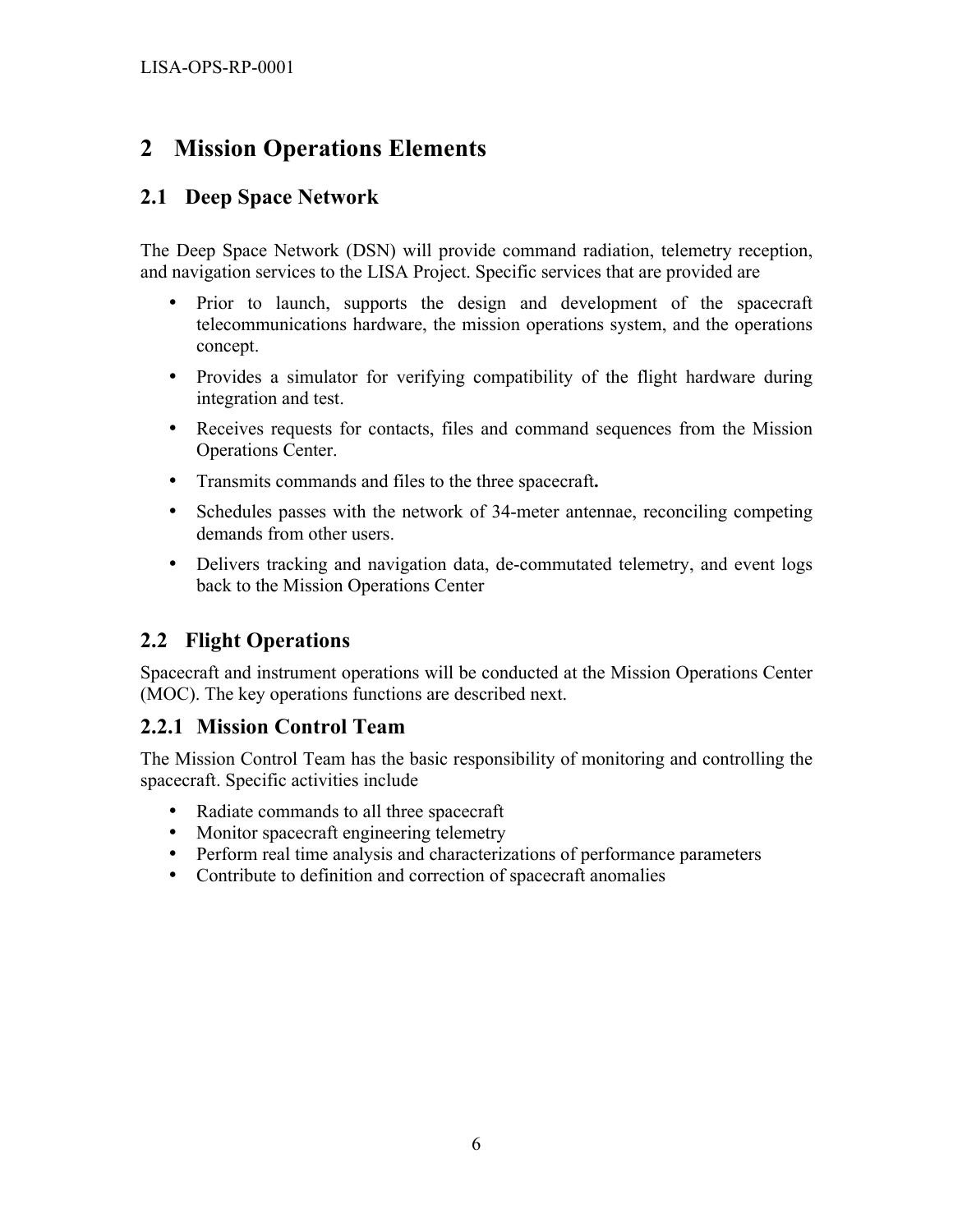# 2 Mission Operations Elements

## 2.1 Deep Space Network

The Deep Space Network (DSN) will provide command radiation, telemetry reception, and navigation services to the LISA Project. Specific services that are provided are

- Prior to launch, supports the design and development of the spacecraft telecommunications hardware, the mission operations system, and the operations concept.
- Provides a simulator for verifying compatibility of the flight hardware during integration and test.
- Receives requests for contacts, files and command sequences from the Mission Operations Center.
- Transmits commands and files to the three spacecraft**.**
- Schedules passes with the network of 34-meter antennae, reconciling competing demands from other users.
- Delivers tracking and navigation data, de-commutated telemetry, and event logs back to the Mission Operations Center

## 2.2 Flight Operations

Spacecraft and instrument operations will be conducted at the Mission Operations Center (MOC). The key operations functions are described next.

### 2.2.1 Mission Control Team

The Mission Control Team has the basic responsibility of monitoring and controlling the spacecraft. Specific activities include

- Radiate commands to all three spacecraft
- Monitor spacecraft engineering telemetry
- Perform real time analysis and characterizations of performance parameters
- Contribute to definition and correction of spacecraft anomalies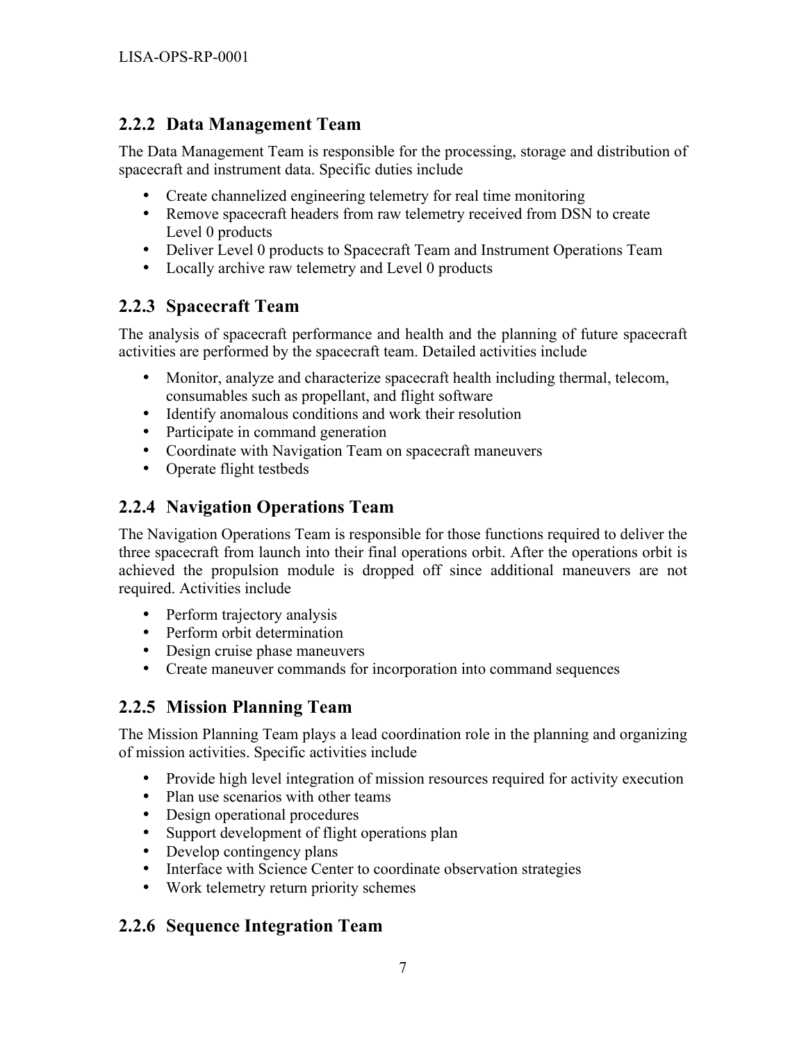### 2.2.2 Data Management Team

The Data Management Team is responsible for the processing, storage and distribution of spacecraft and instrument data. Specific duties include

- Create channelized engineering telemetry for real time monitoring
- Remove spacecraft headers from raw telemetry received from DSN to create Level 0 products
- Deliver Level 0 products to Spacecraft Team and Instrument Operations Team
- Locally archive raw telemetry and Level 0 products

### 2.2.3 Spacecraft Team

The analysis of spacecraft performance and health and the planning of future spacecraft activities are performed by the spacecraft team. Detailed activities include

- Monitor, analyze and characterize spacecraft health including thermal, telecom, consumables such as propellant, and flight software
- Identify anomalous conditions and work their resolution
- Participate in command generation
- Coordinate with Navigation Team on spacecraft maneuvers
- Operate flight testbeds

### 2.2.4 Navigation Operations Team

The Navigation Operations Team is responsible for those functions required to deliver the three spacecraft from launch into their final operations orbit. After the operations orbit is achieved the propulsion module is dropped off since additional maneuvers are not required. Activities include

- Perform trajectory analysis
- Perform orbit determination
- Design cruise phase maneuvers
- Create maneuver commands for incorporation into command sequences

### 2.2.5 Mission Planning Team

The Mission Planning Team plays a lead coordination role in the planning and organizing of mission activities. Specific activities include

- Provide high level integration of mission resources required for activity execution
- Plan use scenarios with other teams
- Design operational procedures
- Support development of flight operations plan
- Develop contingency plans
- Interface with Science Center to coordinate observation strategies
- Work telemetry return priority schemes

### 2.2.6 Sequence Integration Team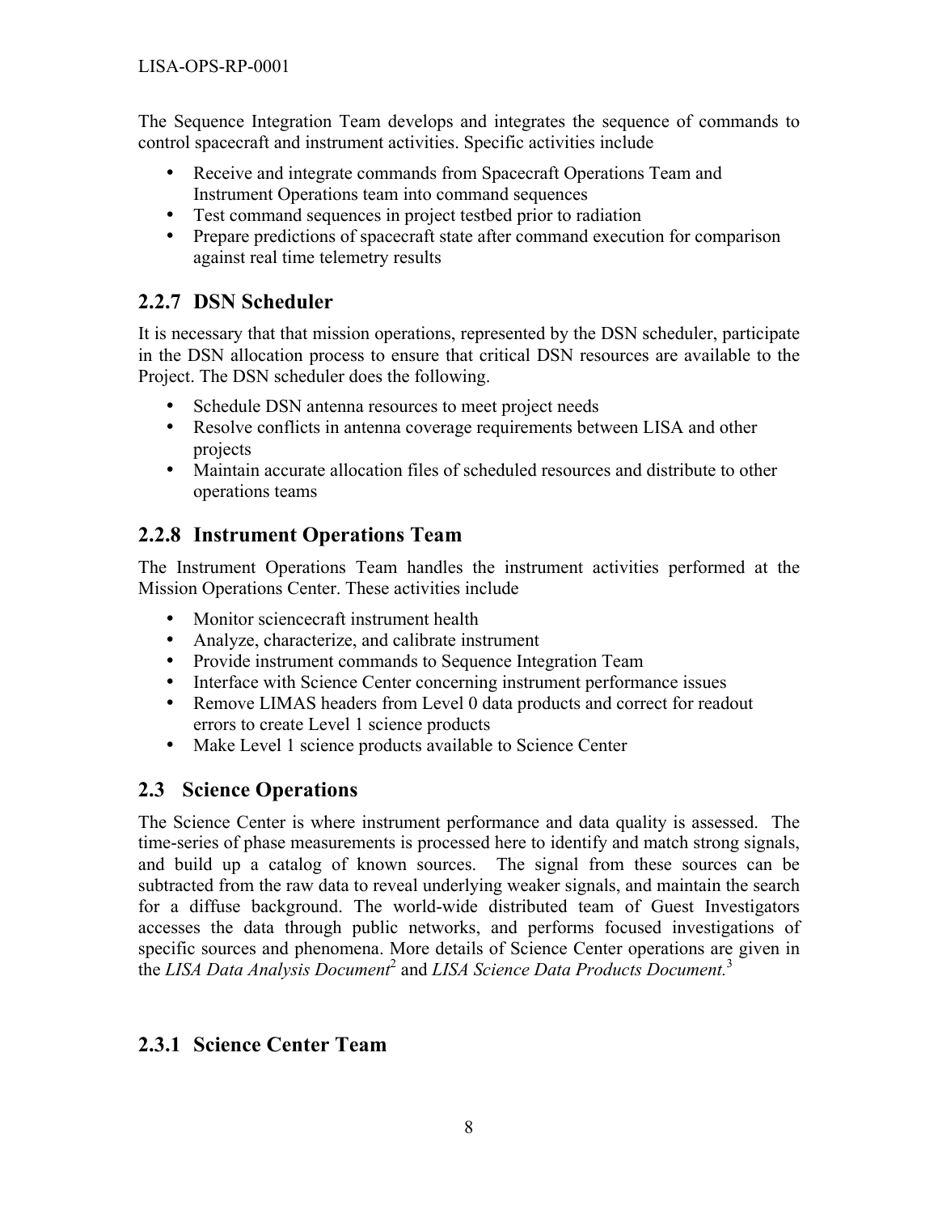The Sequence Integration Team develops and integrates the sequence of commands to control spacecraft and instrument activities. Specific activities include

- Receive and integrate commands from Spacecraft Operations Team and Instrument Operations team into command sequences
- Test command sequences in project testbed prior to radiation
- Prepare predictions of spacecraft state after command execution for comparison against real time telemetry results

### 2.2.7 DSN Scheduler

It is necessary that that mission operations, represented by the DSN scheduler, participate in the DSN allocation process to ensure that critical DSN resources are available to the Project. The DSN scheduler does the following.

- Schedule DSN antenna resources to meet project needs
- Resolve conflicts in antenna coverage requirements between LISA and other projects
- Maintain accurate allocation files of scheduled resources and distribute to other operations teams

### 2.2.8 Instrument Operations Team

The Instrument Operations Team handles the instrument activities performed at the Mission Operations Center. These activities include

- Monitor sciencecraft instrument health
- Analyze, characterize, and calibrate instrument
- Provide instrument commands to Sequence Integration Team
- Interface with Science Center concerning instrument performance issues
- Remove LIMAS headers from Level 0 data products and correct for readout errors to create Level 1 science products
- Make Level 1 science products available to Science Center

## 2.3 Science Operations

The Science Center is where instrument performance and data quality is assessed. The time-series of phase measurements is processed here to identify and match strong signals, and build up a catalog of known sources. The signal from these sources can be subtracted from the raw data to reveal underlying weaker signals, and maintain the search for a diffuse background. The world-wide distributed team of Guest Investigators accesses the data through public networks, and performs focused investigations of specific sources and phenomena. More details of Science Center operations are given in the *LISA Data Analysis Document*[2] and *LISA Science Data Products Document.*[3]

### 2.3.1 Science Center Team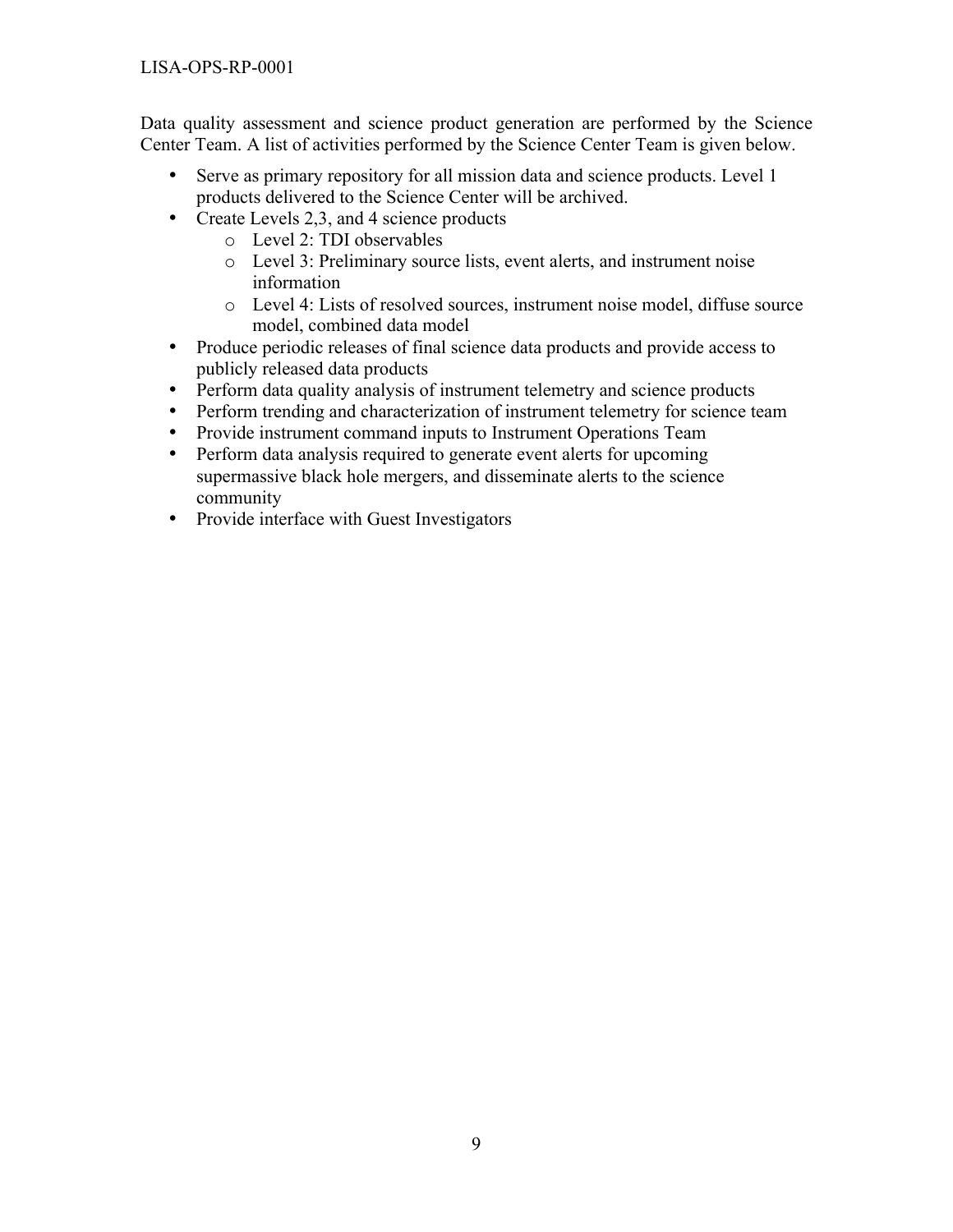Data quality assessment and science product generation are performed by the Science Center Team. A list of activities performed by the Science Center Team is given below.

- Serve as primary repository for all mission data and science products. Level 1 products delivered to the Science Center will be archived.
- Create Levels 2,3, and 4 science products
  - Level 2: TDI observables
  - Level 3: Preliminary source lists, event alerts, and instrument noise information
  - Level 4: Lists of resolved sources, instrument noise model, diffuse source model, combined data model
- Produce periodic releases of final science data products and provide access to publicly released data products
- Perform data quality analysis of instrument telemetry and science products
- Perform trending and characterization of instrument telemetry for science team
- Provide instrument command inputs to Instrument Operations Team
- Perform data analysis required to generate event alerts for upcoming supermassive black hole mergers, and disseminate alerts to the science community
- Provide interface with Guest Investigators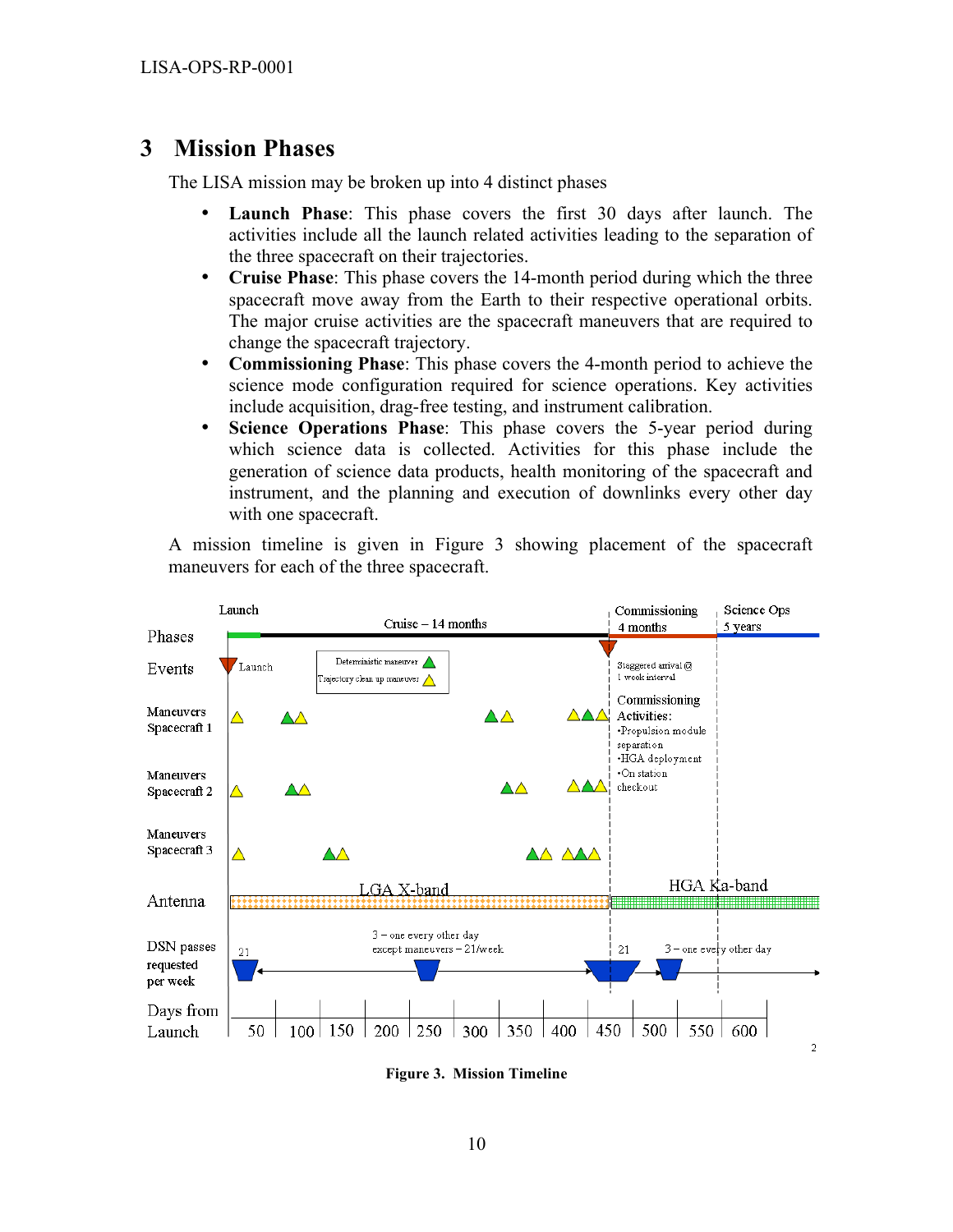# 3 Mission Phases

The LISA mission may be broken up into 4 distinct phases

- **Launch Phase**: This phase covers the first 30 days after launch. The activities include all the launch related activities leading to the separation of the three spacecraft on their trajectories.
- **Cruise Phase**: This phase covers the 14-month period during which the three spacecraft move away from the Earth to their respective operational orbits. The major cruise activities are the spacecraft maneuvers that are required to change the spacecraft trajectory.
- **Commissioning Phase**: This phase covers the 4-month period to achieve the science mode configuration required for science operations. Key activities include acquisition, drag-free testing, and instrument calibration.
- **Science Operations Phase**: This phase covers the 5-year period during which science data is collected. Activities for this phase include the generation of science data products, health monitoring of the spacecraft and instrument, and the planning and execution of downlinks every other day with one spacecraft.

A mission timeline is given in Figure 3 showing placement of the spacecraft maneuvers for each of the three spacecraft.

**Figure 3. Mission Timeline**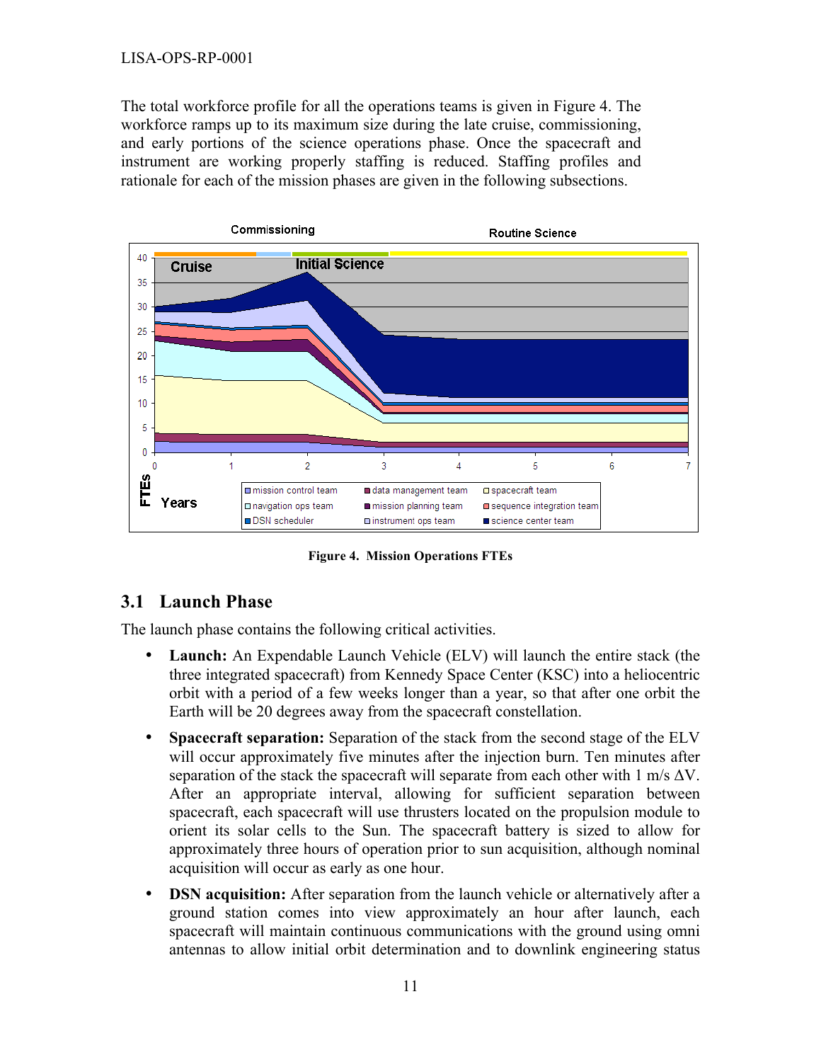The total workforce profile for all the operations teams is given in Figure 4. The workforce ramps up to its maximum size during the late cruise, commissioning, and early portions of the science operations phase. Once the spacecraft and instrument are working properly staffing is reduced. Staffing profiles and rationale for each of the mission phases are given in the following subsections.

**Figure 4. Mission Operations FTEs**

## 3.1 Launch Phase

The launch phase contains the following critical activities.

- **Launch:** An Expendable Launch Vehicle (ELV) will launch the entire stack (the three integrated spacecraft) from Kennedy Space Center (KSC) into a heliocentric orbit with a period of a few weeks longer than a year, so that after one orbit the Earth will be 20 degrees away from the spacecraft constellation.
- **Spacecraft separation:** Separation of the stack from the second stage of the ELV will occur approximately five minutes after the injection burn. Ten minutes after separation of the stack the spacecraft will separate from each other with 1 m/s $\Delta V$. After an appropriate interval, allowing for sufficient separation between spacecraft, each spacecraft will use thrusters located on the propulsion module to orient its solar cells to the Sun. The spacecraft battery is sized to allow for approximately three hours of operation prior to sun acquisition, although nominal acquisition will occur as early as one hour.
- **DSN acquisition:** After separation from the launch vehicle or alternatively after a ground station comes into view approximately an hour after launch, each spacecraft will maintain continuous communications with the ground using omni antennas to allow initial orbit determination and to downlink engineering status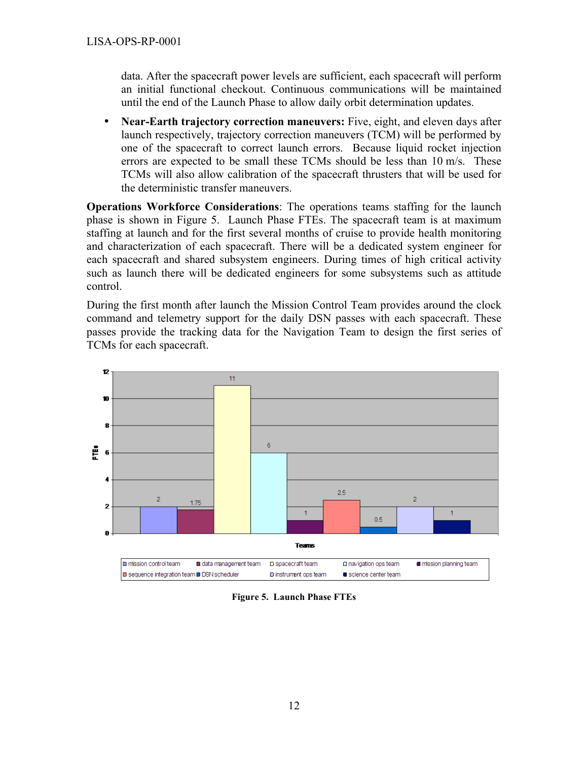data. After the spacecraft power levels are sufficient, each spacecraft will perform an initial functional checkout. Continuous communications will be maintained until the end of the Launch Phase to allow daily orbit determination updates.

- **Near-Earth trajectory correction maneuvers:** Five, eight, and eleven days after launch respectively, trajectory correction maneuvers (TCM) will be performed by one of the spacecraft to correct launch errors. Because liquid rocket injection errors are expected to be small these TCMs should be less than 10 m/s. These TCMs will also allow calibration of the spacecraft thrusters that will be used for the deterministic transfer maneuvers.

**Operations Workforce Considerations**: The operations teams staffing for the launch phase is shown in Figure 5. Launch Phase FTEs. The spacecraft team is at maximum staffing at launch and for the first several months of cruise to provide health monitoring and characterization of each spacecraft. There will be a dedicated system engineer for each spacecraft and shared subsystem engineers. During times of high critical activity such as launch there will be dedicated engineers for some subsystems such as attitude control.

During the first month after launch the Mission Control Team provides around the clock command and telemetry support for the daily DSN passes with each spacecraft. These passes provide the tracking data for the Navigation Team to design the first series of TCMs for each spacecraft.

| Teams | FTEs |
|---|---|
| mission control team | 2 |
| data management team | 1.75 |
| spacecraft team | 11 |
| navigation ops team | 6 |
| mission planning team | 1 |
| sequence integration team | 2.5 |
| DSN scheduler | 0.5 |
| instrument ops team | 2 |
| science center team | 1 |

**Figure 5. Launch Phase FTEs**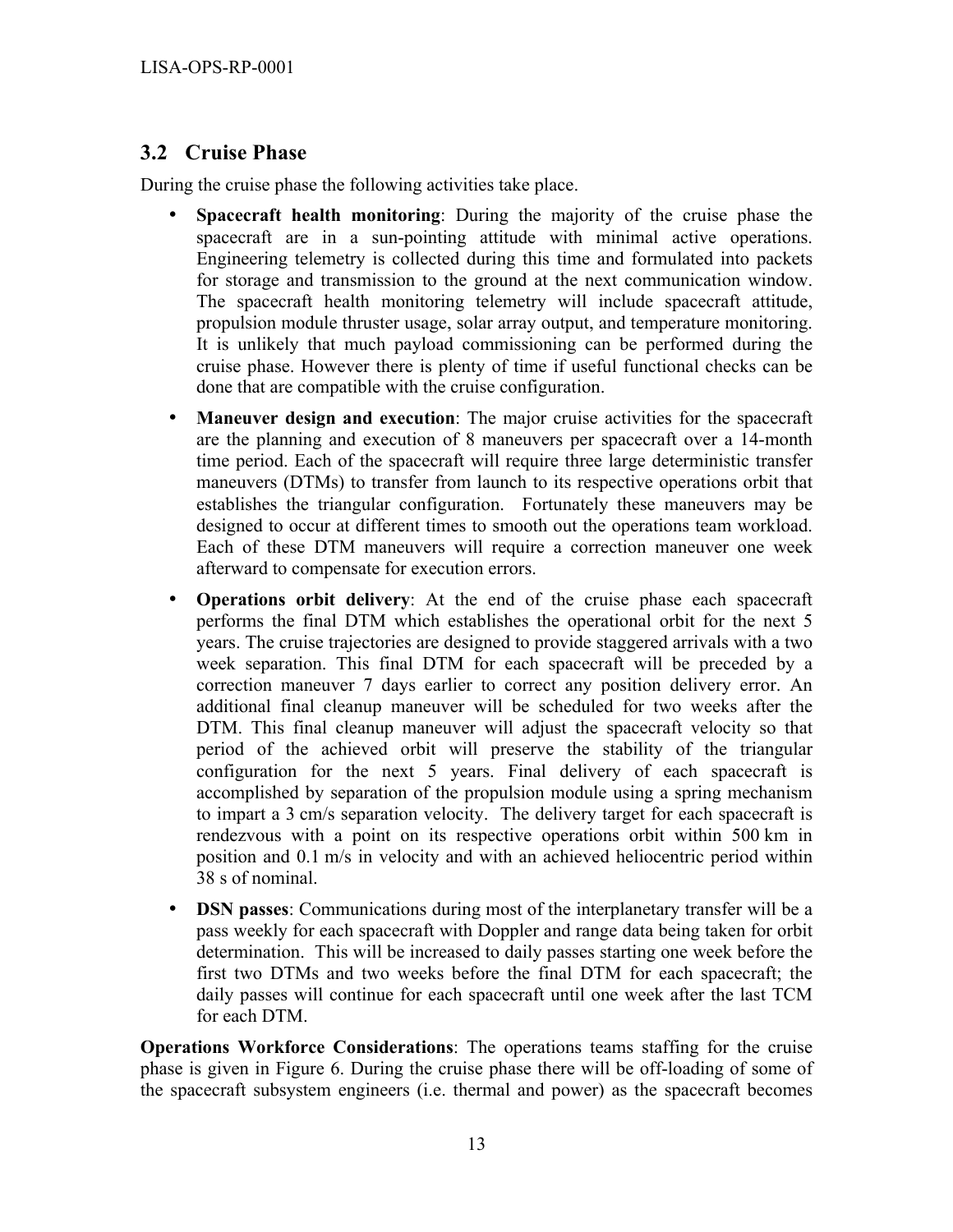## 3.2 Cruise Phase

During the cruise phase the following activities take place.

- **Spacecraft health monitoring**: During the majority of the cruise phase the spacecraft are in a sun-pointing attitude with minimal active operations. Engineering telemetry is collected during this time and formulated into packets for storage and transmission to the ground at the next communication window. The spacecraft health monitoring telemetry will include spacecraft attitude, propulsion module thruster usage, solar array output, and temperature monitoring. It is unlikely that much payload commissioning can be performed during the cruise phase. However there is plenty of time if useful functional checks can be done that are compatible with the cruise configuration.
- **Maneuver design and execution**: The major cruise activities for the spacecraft are the planning and execution of 8 maneuvers per spacecraft over a 14-month time period. Each of the spacecraft will require three large deterministic transfer maneuvers (DTMs) to transfer from launch to its respective operations orbit that establishes the triangular configuration. Fortunately these maneuvers may be designed to occur at different times to smooth out the operations team workload. Each of these DTM maneuvers will require a correction maneuver one week afterward to compensate for execution errors.
- **Operations orbit delivery**: At the end of the cruise phase each spacecraft performs the final DTM which establishes the operational orbit for the next 5 years. The cruise trajectories are designed to provide staggered arrivals with a two week separation. This final DTM for each spacecraft will be preceded by a correction maneuver 7 days earlier to correct any position delivery error. An additional final cleanup maneuver will be scheduled for two weeks after the DTM. This final cleanup maneuver will adjust the spacecraft velocity so that period of the achieved orbit will preserve the stability of the triangular configuration for the next 5 years. Final delivery of each spacecraft is accomplished by separation of the propulsion module using a spring mechanism to impart a 3 cm/s separation velocity. The delivery target for each spacecraft is rendezvous with a point on its respective operations orbit within 500 km in position and 0.1 m/s in velocity and with an achieved heliocentric period within 38 s of nominal.
- **DSN passes**: Communications during most of the interplanetary transfer will be a pass weekly for each spacecraft with Doppler and range data being taken for orbit determination. This will be increased to daily passes starting one week before the first two DTMs and two weeks before the final DTM for each spacecraft; the daily passes will continue for each spacecraft until one week after the last TCM for each DTM.

**Operations Workforce Considerations**: The operations teams staffing for the cruise phase is given in Figure 6. During the cruise phase there will be off-loading of some of the spacecraft subsystem engineers (i.e. thermal and power) as the spacecraft becomes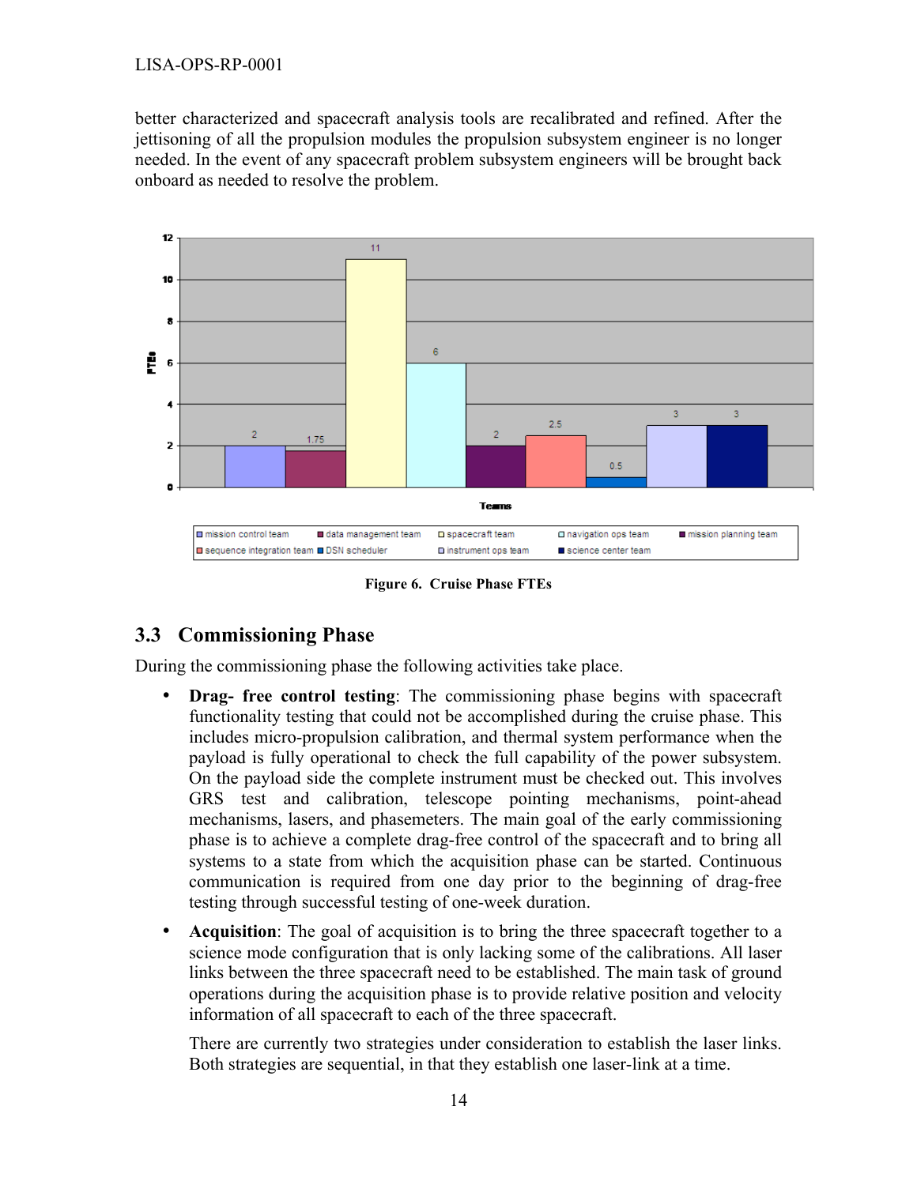better characterized and spacecraft analysis tools are recalibrated and refined. After the jettisoning of all the propulsion modules the propulsion subsystem engineer is no longer needed. In the event of any spacecraft problem subsystem engineers will be brought back onboard as needed to resolve the problem.

| Team | FTEs |
|---|---|
| mission control team | 2 |
| data management team | 1.75 |
| spacecraft team | 11 |
| navigation ops team | 6 |
| mission planning team | 2 |
| sequence integration team | 2.5 |
| DSN scheduler | 0.5 |
| instrument ops team | 3 |
| science center team | 3 |

**Figure 6. Cruise Phase FTEs**

## 3.3 Commissioning Phase

During the commissioning phase the following activities take place.

- **Drag- free control testing**: The commissioning phase begins with spacecraft functionality testing that could not be accomplished during the cruise phase. This includes micro-propulsion calibration, and thermal system performance when the payload is fully operational to check the full capability of the power subsystem. On the payload side the complete instrument must be checked out. This involves GRS test and calibration, telescope pointing mechanisms, point-ahead mechanisms, lasers, and phasemeters. The main goal of the early commissioning phase is to achieve a complete drag-free control of the spacecraft and to bring all systems to a state from which the acquisition phase can be started. Continuous communication is required from one day prior to the beginning of drag-free testing through successful testing of one-week duration.
- **Acquisition**: The goal of acquisition is to bring the three spacecraft together to a science mode configuration that is only lacking some of the calibrations. All laser links between the three spacecraft need to be established. The main task of ground operations during the acquisition phase is to provide relative position and velocity information of all spacecraft to each of the three spacecraft.

  There are currently two strategies under consideration to establish the laser links. Both strategies are sequential, in that they establish one laser-link at a time.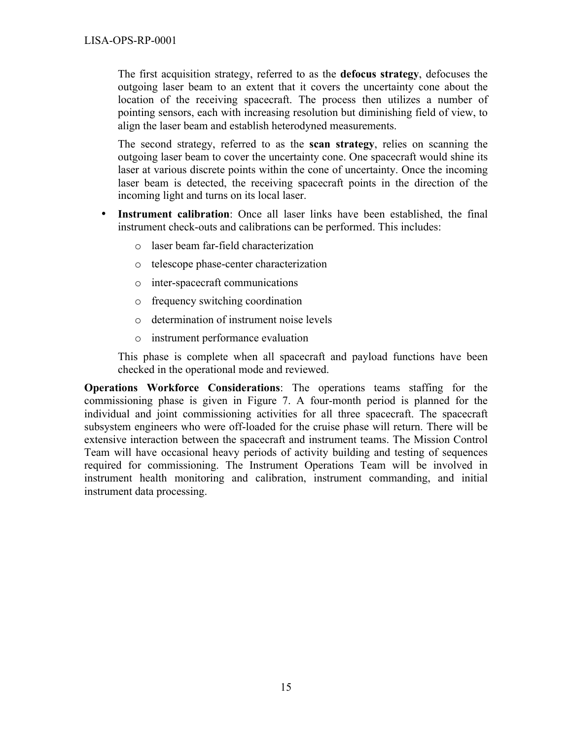The first acquisition strategy, referred to as the **defocus strategy**, defocuses the outgoing laser beam to an extent that it covers the uncertainty cone about the location of the receiving spacecraft. The process then utilizes a number of pointing sensors, each with increasing resolution but diminishing field of view, to align the laser beam and establish heterodyned measurements.

The second strategy, referred to as the **scan strategy**, relies on scanning the outgoing laser beam to cover the uncertainty cone. One spacecraft would shine its laser at various discrete points within the cone of uncertainty. Once the incoming laser beam is detected, the receiving spacecraft points in the direction of the incoming light and turns on its local laser.

- **Instrument calibration**: Once all laser links have been established, the final instrument check-outs and calibrations can be performed. This includes:
    - laser beam far-field characterization
    - telescope phase-center characterization
    - inter-spacecraft communications
    - frequency switching coordination
    - determination of instrument noise levels
    - instrument performance evaluation

  This phase is complete when all spacecraft and payload functions have been checked in the operational mode and reviewed.

**Operations Workforce Considerations**: The operations teams staffing for the commissioning phase is given in Figure 7. A four-month period is planned for the individual and joint commissioning activities for all three spacecraft. The spacecraft subsystem engineers who were off-loaded for the cruise phase will return. There will be extensive interaction between the spacecraft and instrument teams. The Mission Control Team will have occasional heavy periods of activity building and testing of sequences required for commissioning. The Instrument Operations Team will be involved in instrument health monitoring and calibration, instrument commanding, and initial instrument data processing.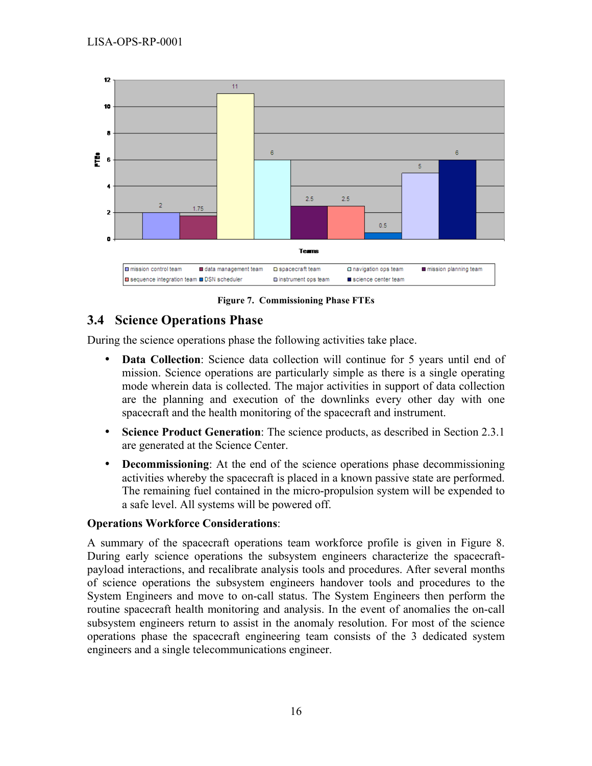Figure 7. Commissioning Phase FTEs

## 3.4 Science Operations Phase

During the science operations phase the following activities take place.

- **Data Collection**: Science data collection will continue for 5 years until end of mission. Science operations are particularly simple as there is a single operating mode wherein data is collected. The major activities in support of data collection are the planning and execution of the downlinks every other day with one spacecraft and the health monitoring of the spacecraft and instrument.
- **Science Product Generation**: The science products, as described in Section 2.3.1 are generated at the Science Center.
- **Decommissioning**: At the end of the science operations phase decommissioning activities whereby the spacecraft is placed in a known passive state are performed. The remaining fuel contained in the micro-propulsion system will be expended to a safe level. All systems will be powered off.

**Operations Workforce Considerations**:

A summary of the spacecraft operations team workforce profile is given in Figure 8. During early science operations the subsystem engineers characterize the spacecraft-payload interactions, and recalibrate analysis tools and procedures. After several months of science operations the subsystem engineers handover tools and procedures to the System Engineers and move to on-call status. The System Engineers then perform the routine spacecraft health monitoring and analysis. In the event of anomalies the on-call subsystem engineers return to assist in the anomaly resolution. For most of the science operations phase the spacecraft engineering team consists of the 3 dedicated system engineers and a single telecommunications engineer.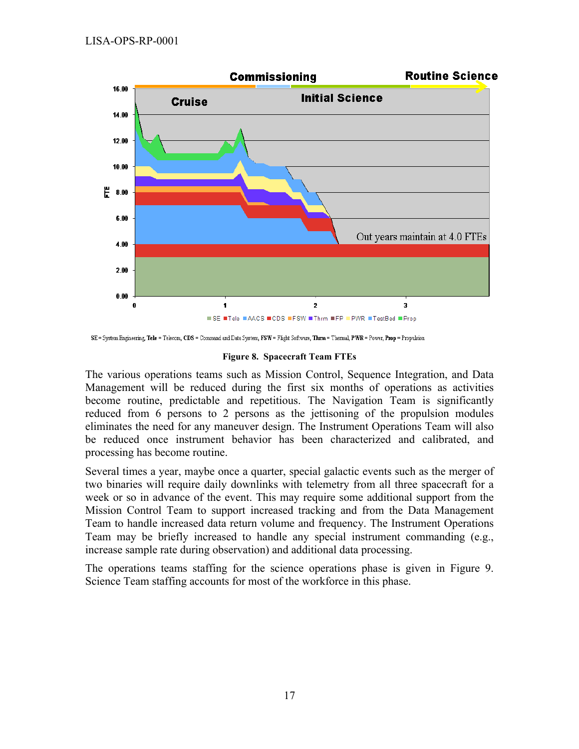SE = System Engineering, **Tele** = Telecom, **CDS** = Command and Data System, **FSW** = Flight Software, **Thrm** = Thermal, **PWR** = Power, **Prop** = Propulsion

**Figure 8. Spacecraft Team FTEs**

The various operations teams such as Mission Control, Sequence Integration, and Data Management will be reduced during the first six months of operations as activities become routine, predictable and repetitious. The Navigation Team is significantly reduced from 6 persons to 2 persons as the jettisoning of the propulsion modules eliminates the need for any maneuver design. The Instrument Operations Team will also be reduced once instrument behavior has been characterized and calibrated, and processing has become routine.

Several times a year, maybe once a quarter, special galactic events such as the merger of two binaries will require daily downlinks with telemetry from all three spacecraft for a week or so in advance of the event. This may require some additional support from the Mission Control Team to support increased tracking and from the Data Management Team to handle increased data return volume and frequency. The Instrument Operations Team may be briefly increased to handle any special instrument commanding (e.g., increase sample rate during observation) and additional data processing.

The operations teams staffing for the science operations phase is given in Figure 9. Science Team staffing accounts for most of the workforce in this phase.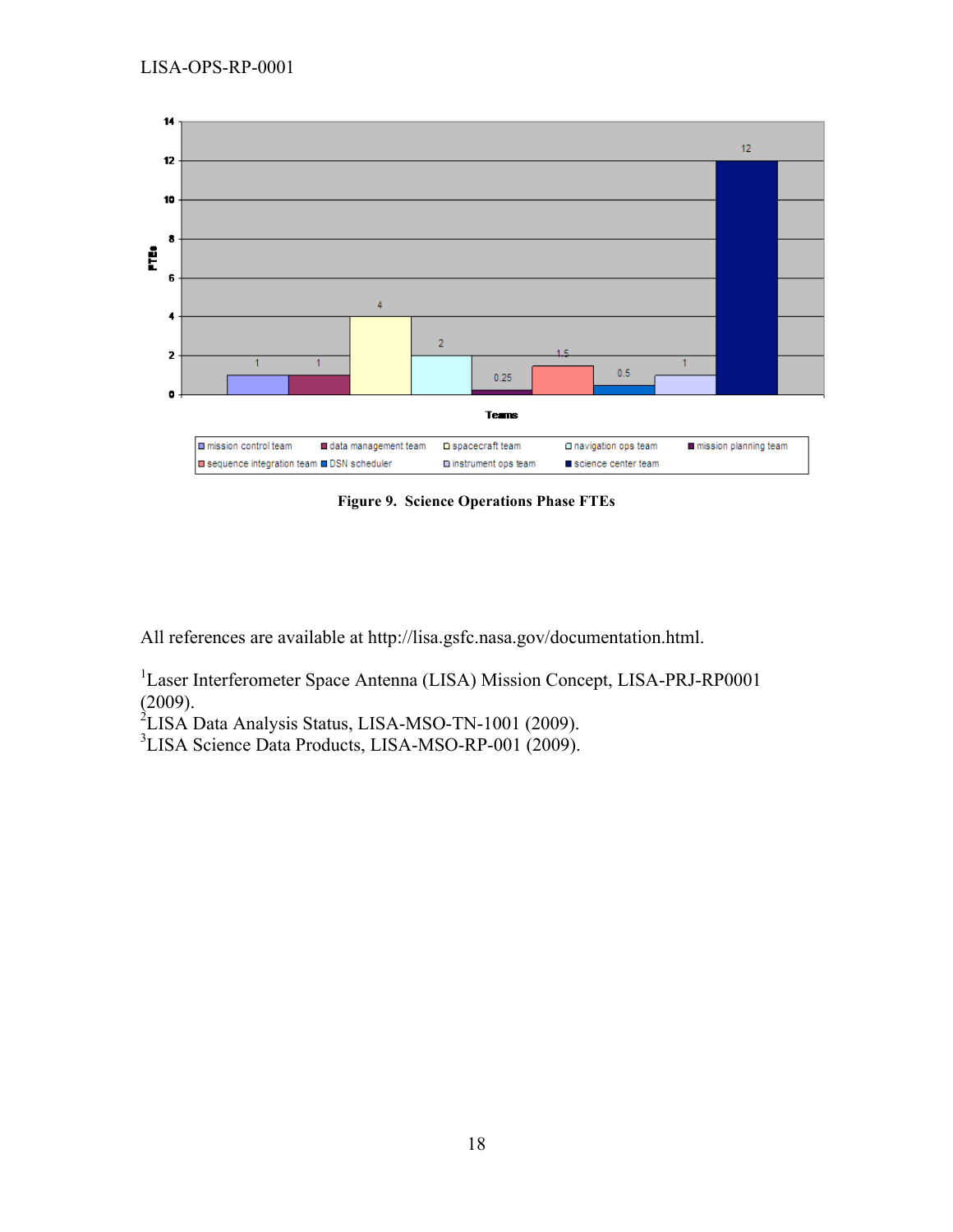14

12

10

8

6

4

2

0

FTEs

1 1 4 2 0.25 1.5 0.5 1 12

Teams

mission control team, data management team, spacecraft team, navigation ops team, mission planning team, sequence integration team, DSN scheduler, instrument ops team, science center team

**Figure 9. Science Operations Phase FTEs**

All references are available at http://lisa.gsfc.nasa.gov/documentation.html.

[1] Laser Interferometer Space Antenna (LISA) Mission Concept, LISA-PRJ-RP0001 (2009).
[2] LISA Data Analysis Status, LISA-MSO-TN-1001 (2009).
[3] LISA Science Data Products, LISA-MSO-RP-001 (2009).